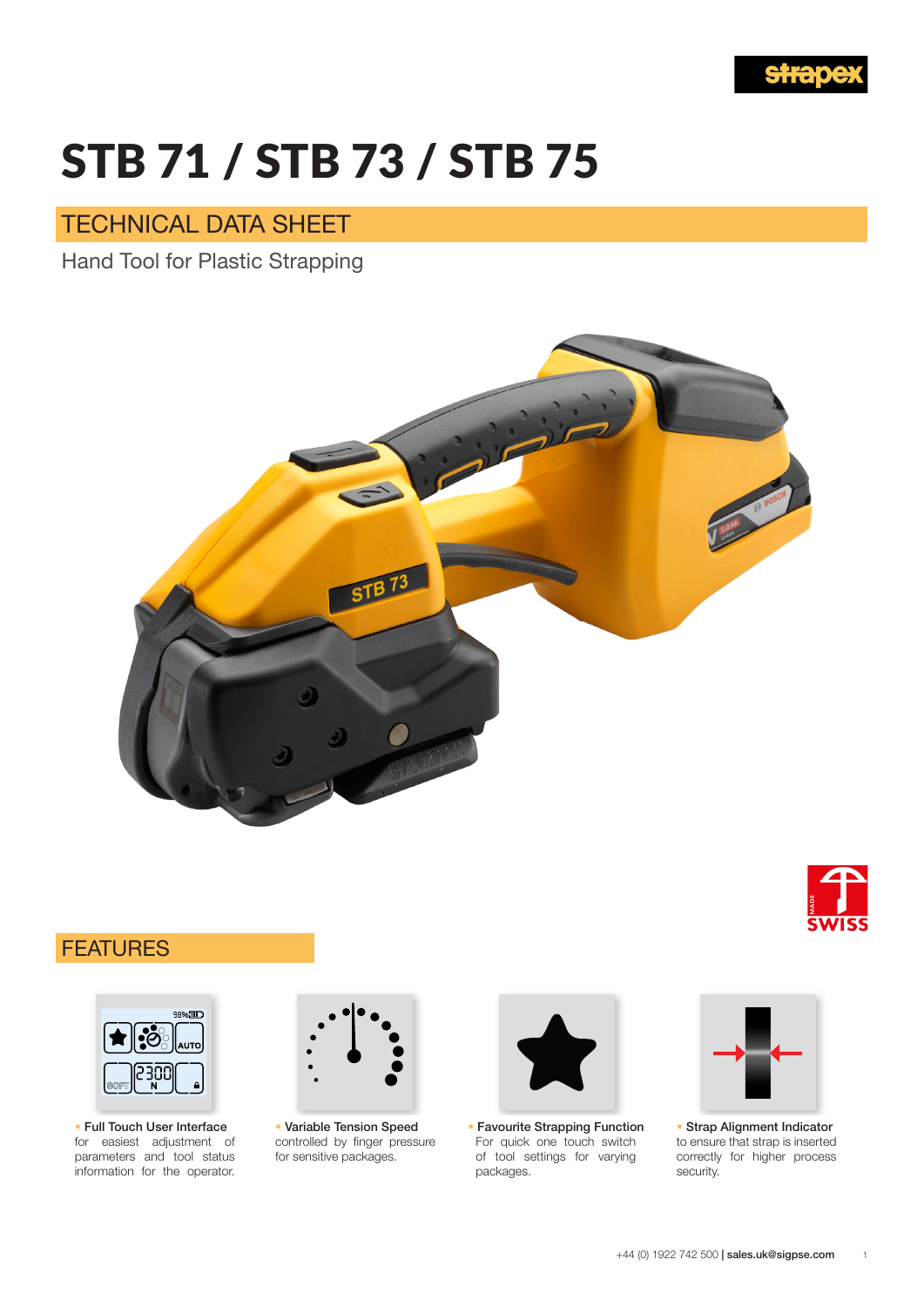# STB 71 / STB 73 / STB 75

## TECHNICAL DATA SHEET

Hand Tool for Plastic Strapping

## FEATURES

- **Full Touch User Interface** for easiest adjustment of parameters and tool status information for the operator.
- **Variable Tension Speed** controlled by finger pressure for sensitive packages.
- **Favourite Strapping Function** For quick one touch switch of tool settings for varying packages.
- **Strap Alignment Indicator** to ensure that strap is inserted correctly for higher process security.

+44 (0) 1922 742 500 | **sales.uk@sigpse.com**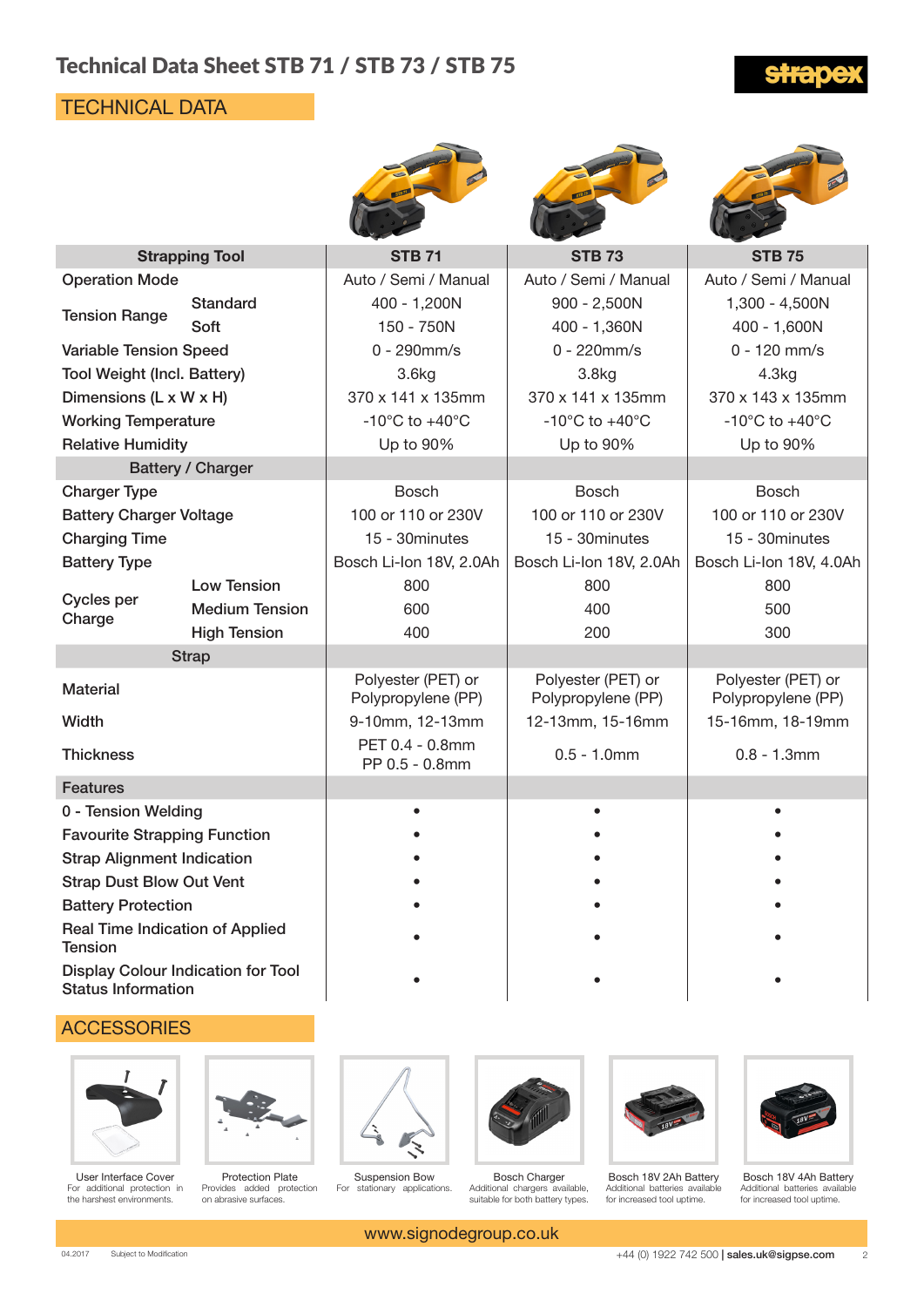# Technical Data Sheet STB 71 / STB 73 / STB 75

## TECHNICAL DATA

| Strapping Tool | | STB 71 | STB 73 | STB 75 |
|---|---|---|---|---|
| Operation Mode | | Auto / Semi / Manual | Auto / Semi / Manual | Auto / Semi / Manual |
| Tension Range | Standard | 400 - 1,200N | 900 - 2,500N | 1,300 - 4,500N |
| | Soft | 150 - 750N | 400 - 1,360N | 400 - 1,600N |
| Variable Tension Speed | | 0 - 290mm/s | 0 - 220mm/s | 0 - 120 mm/s |
| Tool Weight (Incl. Battery) | | 3.6kg | 3.8kg | 4.3kg |
| Dimensions (L x W x H) | | 370 x 141 x 135mm | 370 x 141 x 135mm | 370 x 143 x 135mm |
| Working Temperature | | -10°C to +40°C | -10°C to +40°C | -10°C to +40°C |
| Relative Humidity | | Up to 90% | Up to 90% | Up to 90% |
| **Battery / Charger** | | | | |
| Charger Type | | Bosch | Bosch | Bosch |
| Battery Charger Voltage | | 100 or 110 or 230V | 100 or 110 or 230V | 100 or 110 or 230V |
| Charging Time | | 15 - 30minutes | 15 - 30minutes | 15 - 30minutes |
| Battery Type | | Bosch Li-Ion 18V, 2.0Ah | Bosch Li-Ion 18V, 2.0Ah | Bosch Li-Ion 18V, 4.0Ah |
| Cycles per Charge | Low Tension | 800 | 800 | 800 |
| | Medium Tension | 600 | 400 | 500 |
| | High Tension | 400 | 200 | 300 |
| **Strap** | | | | |
| Material | | Polyester (PET) or Polypropylene (PP) | Polyester (PET) or Polypropylene (PP) | Polyester (PET) or Polypropylene (PP) |
| Width | | 9-10mm, 12-13mm | 12-13mm, 15-16mm | 15-16mm, 18-19mm |
| Thickness | | PET 0.4 - 0.8mm PP 0.5 - 0.8mm | 0.5 - 1.0mm | 0.8 - 1.3mm |
| **Features** | | | | |
| 0 - Tension Welding | | • | • | • |
| Favourite Strapping Function | | • | • | • |
| Strap Alignment Indication | | • | • | • |
| Strap Dust Blow Out Vent | | • | • | • |
| Battery Protection | | • | • | • |
| Real Time Indication of Applied Tension | | • | • | • |
| Display Colour Indication for Tool Status Information | | • | • | • |

## ACCESSORIES

**User Interface Cover**
For additional protection in the harshest environments.

**Protection Plate**
Provides added protection on abrasive surfaces.

**Suspension Bow**
For stationary applications.

**Bosch Charger**
Additional chargers available, suitable for both battery types.

**Bosch 18V 2Ah Battery**
Additional batteries available for increased tool uptime.

**Bosch 18V 4Ah Battery**
Additional batteries available for increased tool uptime.

www.signodegroup.co.uk

04.2017 Subject to Modification

+44 (0) 1922 742 500 | **sales.uk@sigpse.com**